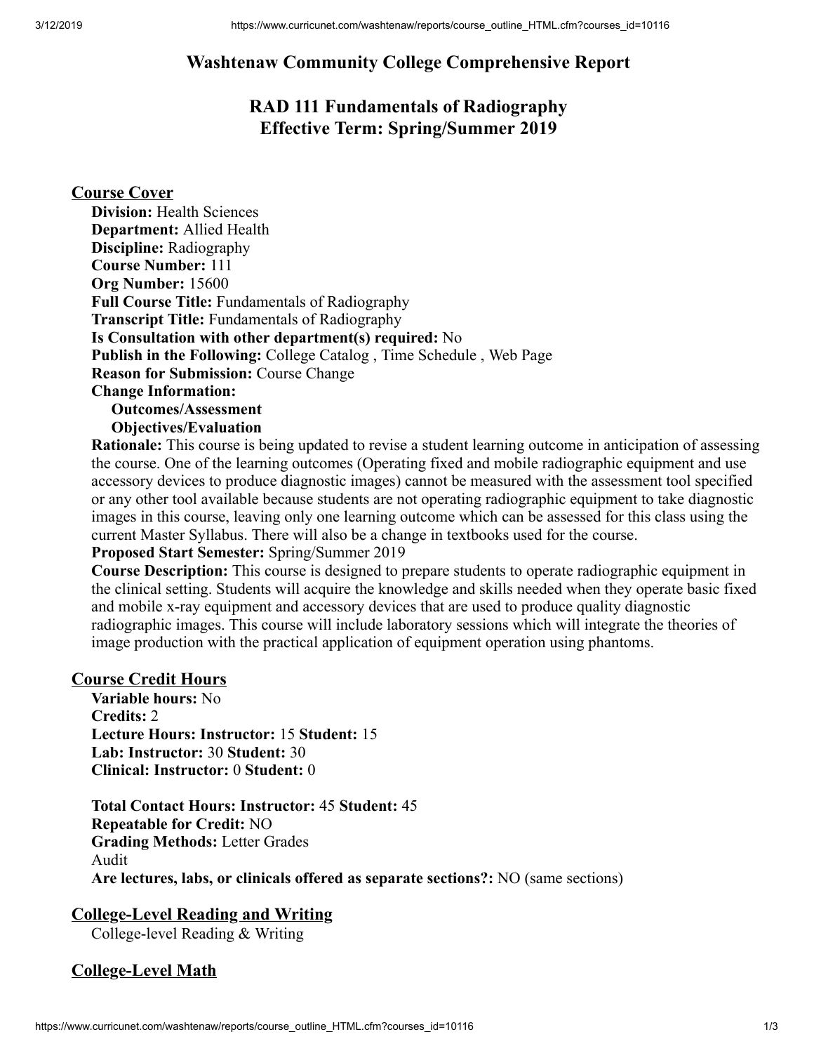# Washtenaw Community College Comprehensive Report

## RAD 111 Fundamentals of Radiography
## Effective Term: Spring/Summer 2019

### Course Cover

**Division:** Health Sciences
**Department:** Allied Health
**Discipline:** Radiography
**Course Number:** 111
**Org Number:** 15600
**Full Course Title:** Fundamentals of Radiography
**Transcript Title:** Fundamentals of Radiography
**Is Consultation with other department(s) required:** No
**Publish in the Following:** College Catalog , Time Schedule , Web Page
**Reason for Submission:** Course Change
**Change Information:**
**Outcomes/Assessment**
**Objectives/Evaluation**
**Rationale:** This course is being updated to revise a student learning outcome in anticipation of assessing the course. One of the learning outcomes (Operating fixed and mobile radiographic equipment and use accessory devices to produce diagnostic images) cannot be measured with the assessment tool specified or any other tool available because students are not operating radiographic equipment to take diagnostic images in this course, leaving only one learning outcome which can be assessed for this class using the current Master Syllabus. There will also be a change in textbooks used for the course.
**Proposed Start Semester:** Spring/Summer 2019
**Course Description:** This course is designed to prepare students to operate radiographic equipment in the clinical setting. Students will acquire the knowledge and skills needed when they operate basic fixed and mobile x-ray equipment and accessory devices that are used to produce quality diagnostic radiographic images. This course will include laboratory sessions which will integrate the theories of image production with the practical application of equipment operation using phantoms.

### Course Credit Hours

**Variable hours:** No
**Credits:** 2
**Lecture Hours: Instructor:** 15 **Student:** 15
**Lab: Instructor:** 30 **Student:** 30
**Clinical: Instructor:** 0 **Student:** 0

**Total Contact Hours: Instructor:** 45 **Student:** 45
**Repeatable for Credit:** NO
**Grading Methods:** Letter Grades
Audit
**Are lectures, labs, or clinicals offered as separate sections?:** NO (same sections)

### College-Level Reading and Writing

College-level Reading & Writing

### College-Level Math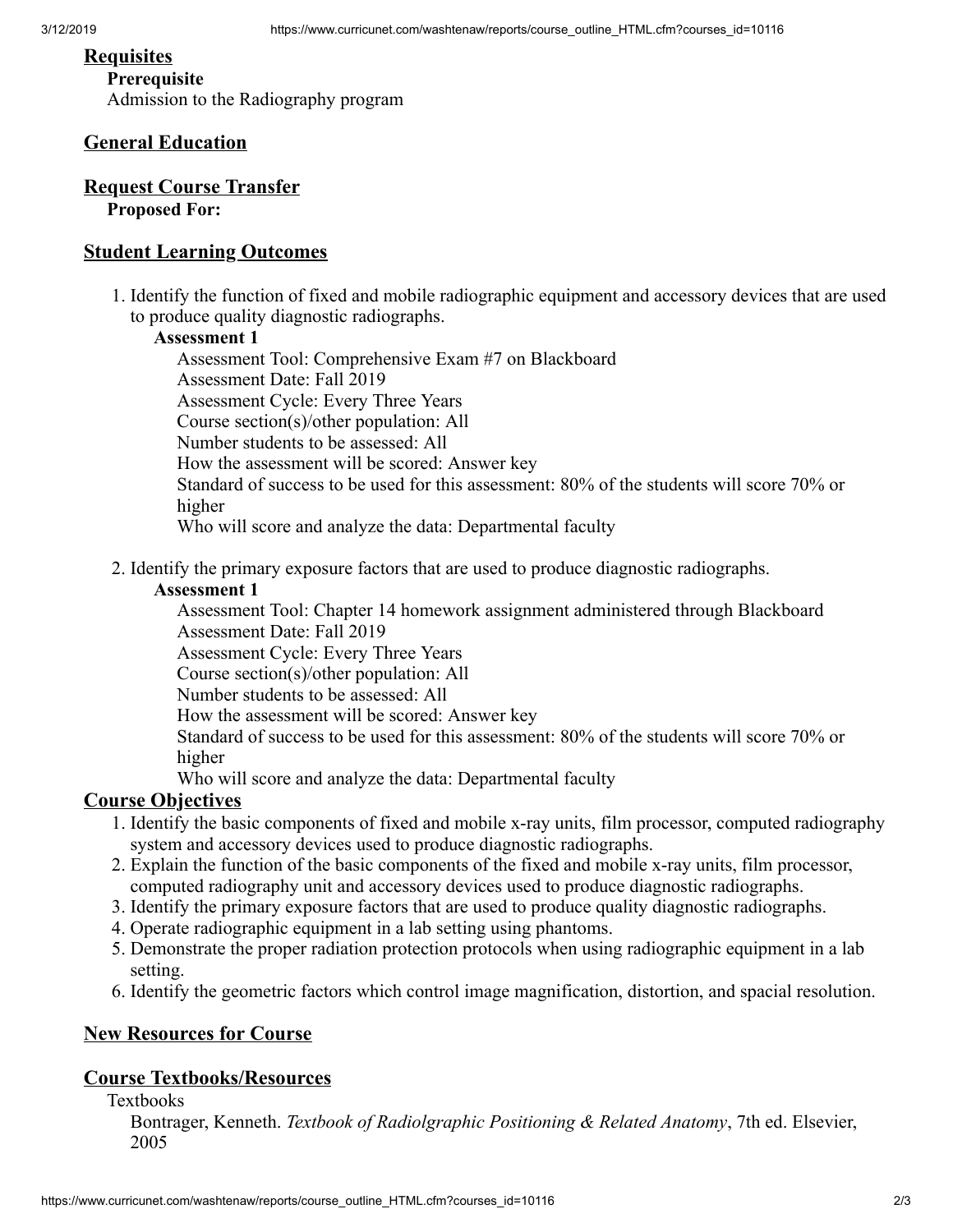## Requisites

**Prerequisite**

Admission to the Radiography program

## General Education

## Request Course Transfer

**Proposed For:**

## Student Learning Outcomes

1. Identify the function of fixed and mobile radiographic equipment and accessory devices that are used to produce quality diagnostic radiographs.

   **Assessment 1**

   Assessment Tool: Comprehensive Exam #7 on Blackboard
   Assessment Date: Fall 2019
   Assessment Cycle: Every Three Years
   Course section(s)/other population: All
   Number students to be assessed: All
   How the assessment will be scored: Answer key
   Standard of success to be used for this assessment: 80% of the students will score 70% or higher
   Who will score and analyze the data: Departmental faculty

2. Identify the primary exposure factors that are used to produce diagnostic radiographs.

   **Assessment 1**

   Assessment Tool: Chapter 14 homework assignment administered through Blackboard
   Assessment Date: Fall 2019
   Assessment Cycle: Every Three Years
   Course section(s)/other population: All
   Number students to be assessed: All
   How the assessment will be scored: Answer key
   Standard of success to be used for this assessment: 80% of the students will score 70% or higher
   Who will score and analyze the data: Departmental faculty

## Course Objectives

1. Identify the basic components of fixed and mobile x-ray units, film processor, computed radiography system and accessory devices used to produce diagnostic radiographs.
2. Explain the function of the basic components of the fixed and mobile x-ray units, film processor, computed radiography unit and accessory devices used to produce diagnostic radiographs.
3. Identify the primary exposure factors that are used to produce quality diagnostic radiographs.
4. Operate radiographic equipment in a lab setting using phantoms.
5. Demonstrate the proper radiation protection protocols when using radiographic equipment in a lab setting.
6. Identify the geometric factors which control image magnification, distortion, and spacial resolution.

## New Resources for Course

## Course Textbooks/Resources

Textbooks

Bontrager, Kenneth. *Textbook of Radiolgraphic Positioning & Related Anatomy*, 7th ed. Elsevier, 2005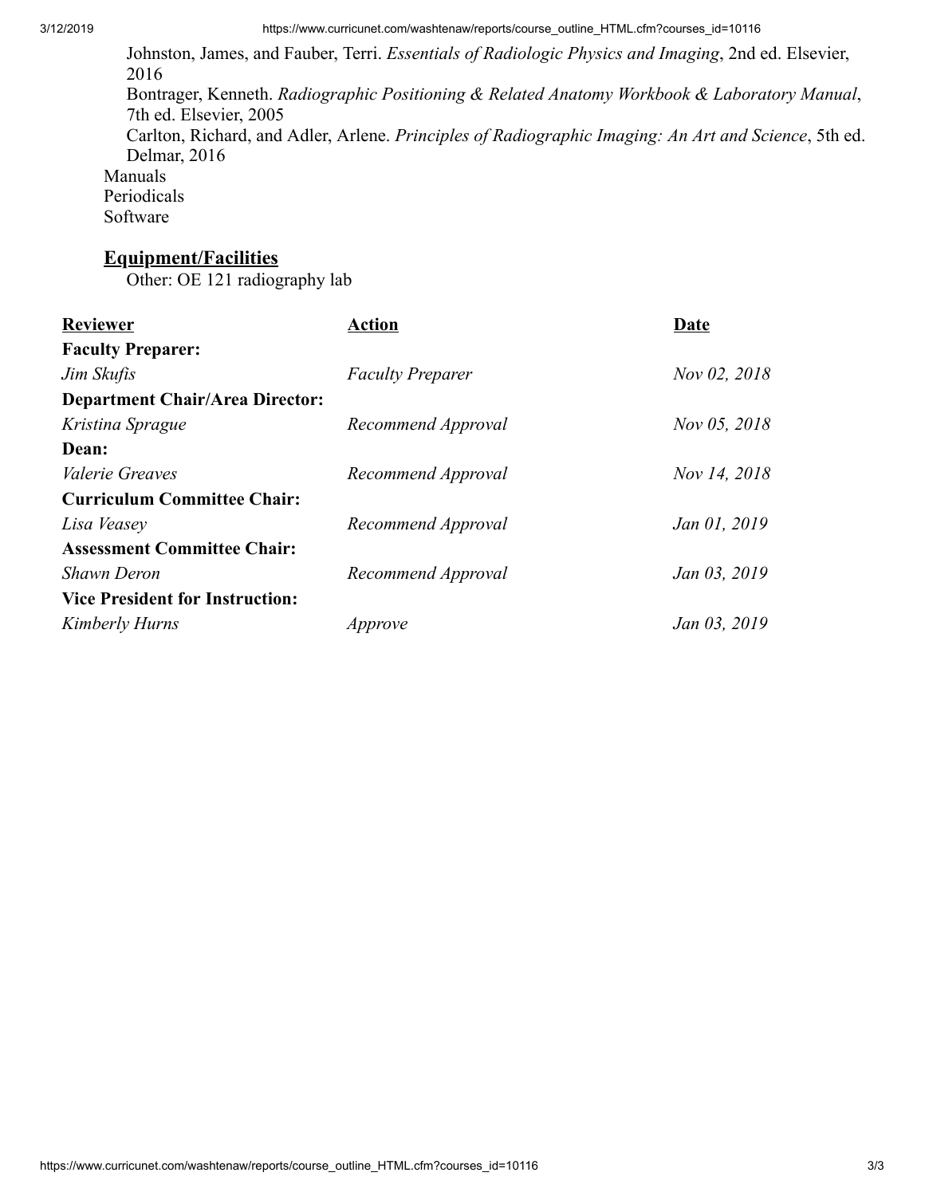Johnston, James, and Fauber, Terri. *Essentials of Radiologic Physics and Imaging*, 2nd ed. Elsevier, 2016

Bontrager, Kenneth. *Radiographic Positioning & Related Anatomy Workbook & Laboratory Manual*, 7th ed. Elsevier, 2005

Carlton, Richard, and Adler, Arlene. *Principles of Radiographic Imaging: An Art and Science*, 5th ed. Delmar, 2016

Manuals

Periodicals

Software

## Equipment/Facilities

Other: OE 121 radiography lab

| Reviewer | Action | Date |
|---|---|---|
| **Faculty Preparer:** | | |
| *Jim Skufis* | *Faculty Preparer* | *Nov 02, 2018* |
| **Department Chair/Area Director:** | | |
| *Kristina Sprague* | *Recommend Approval* | *Nov 05, 2018* |
| **Dean:** | | |
| *Valerie Greaves* | *Recommend Approval* | *Nov 14, 2018* |
| **Curriculum Committee Chair:** | | |
| *Lisa Veasey* | *Recommend Approval* | *Jan 01, 2019* |
| **Assessment Committee Chair:** | | |
| *Shawn Deron* | *Recommend Approval* | *Jan 03, 2019* |
| **Vice President for Instruction:** | | |
| *Kimberly Hurns* | *Approve* | *Jan 03, 2019* |